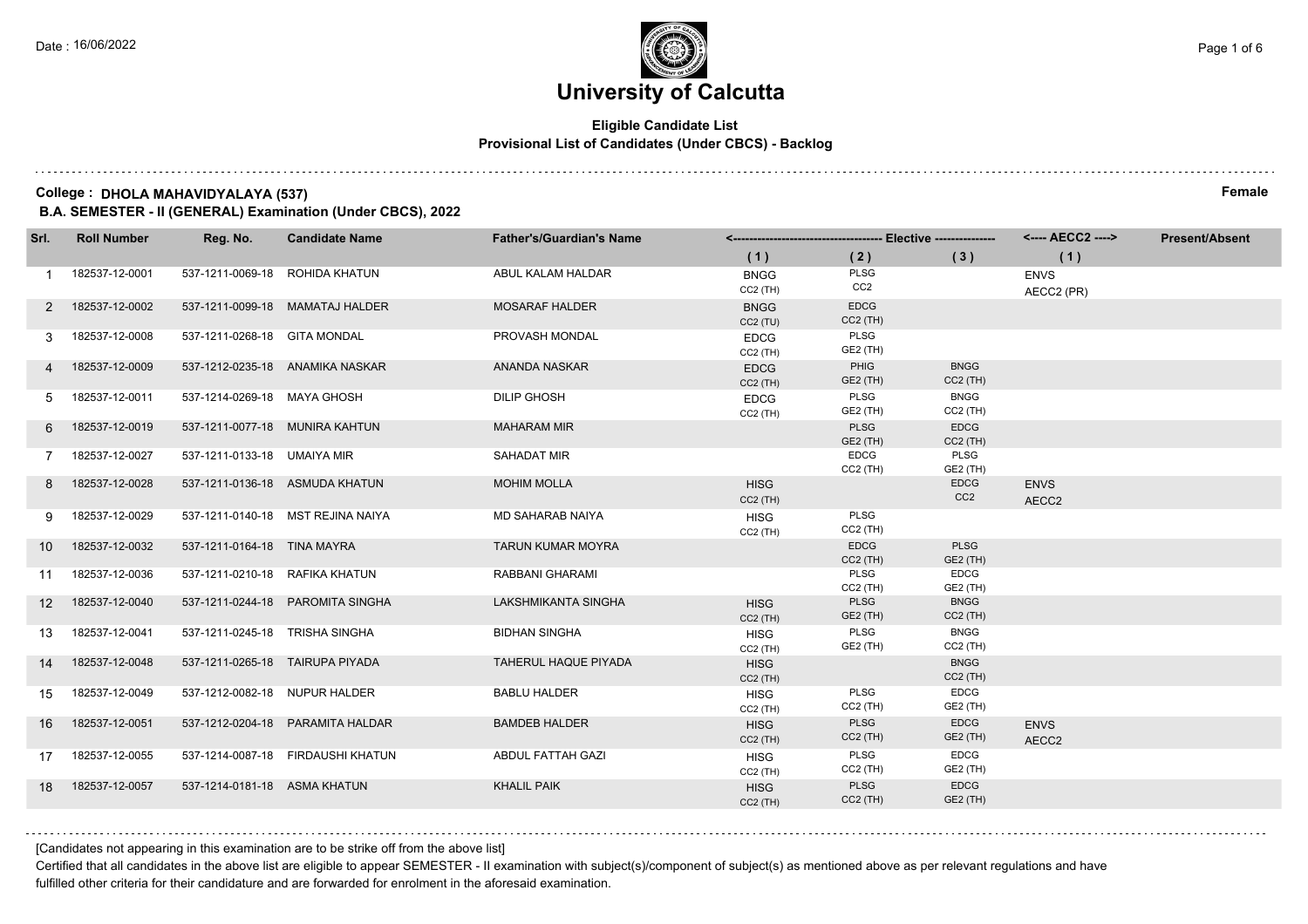# University of Calcutta

**Eligible Candidate List**
**Provisional List of Candidates (Under CBCS) - Backlog**

**College : DHOLA MAHAVIDYALAYA (537)** **Female**

**B.A. SEMESTER - II (GENERAL) Examination (Under CBCS), 2022**

| Srl. | Roll Number | Reg. No. | Candidate Name | Father's/Guardian's Name | Elective (1) | Elective (2) | Elective (3) | AECC2 (1) | Present/Absent |
|---|---|---|---|---|---|---|---|---|---|
| 1 | 182537-12-0001 | 537-1211-0069-18 | ROHIDA KHATUN | ABUL KALAM HALDAR | BNGG CC2 (TH) | PLSG CC2 | | ENVS AECC2 (PR) | |
| 2 | 182537-12-0002 | 537-1211-0099-18 | MAMATAJ HALDER | MOSARAF HALDER | BNGG CC2 (TU) | EDCG CC2 (TH) | | | |
| 3 | 182537-12-0008 | 537-1211-0268-18 | GITA MONDAL | PROVASH MONDAL | EDCG CC2 (TH) | PLSG GE2 (TH) | | | |
| 4 | 182537-12-0009 | 537-1212-0235-18 | ANAMIKA NASKAR | ANANDA NASKAR | EDCG CC2 (TH) | PHIG GE2 (TH) | BNGG CC2 (TH) | | |
| 5 | 182537-12-0011 | 537-1214-0269-18 | MAYA GHOSH | DILIP GHOSH | EDCG CC2 (TH) | PLSG GE2 (TH) | BNGG CC2 (TH) | | |
| 6 | 182537-12-0019 | 537-1211-0077-18 | MUNIRA KAHTUN | MAHARAM MIR | | PLSG GE2 (TH) | EDCG CC2 (TH) | | |
| 7 | 182537-12-0027 | 537-1211-0133-18 | UMAIYA MIR | SAHADAT MIR | | EDCG CC2 (TH) | PLSG GE2 (TH) | | |
| 8 | 182537-12-0028 | 537-1211-0136-18 | ASMUDA KHATUN | MOHIM MOLLA | HISG CC2 (TH) | | EDCG CC2 | ENVS AECC2 | |
| 9 | 182537-12-0029 | 537-1211-0140-18 | MST REJINA NAIYA | MD SAHARAB NAIYA | HISG CC2 (TH) | PLSG CC2 (TH) | | | |
| 10 | 182537-12-0032 | 537-1211-0164-18 | TINA MAYRA | TARUN KUMAR MOYRA | | EDCG CC2 (TH) | PLSG GE2 (TH) | | |
| 11 | 182537-12-0036 | 537-1211-0210-18 | RAFIKA KHATUN | RABBANI GHARAMI | | PLSG CC2 (TH) | EDCG GE2 (TH) | | |
| 12 | 182537-12-0040 | 537-1211-0244-18 | PAROMITA SINGHA | LAKSHMIKANTA SINGHA | HISG CC2 (TH) | PLSG GE2 (TH) | BNGG CC2 (TH) | | |
| 13 | 182537-12-0041 | 537-1211-0245-18 | TRISHA SINGHA | BIDHAN SINGHA | HISG CC2 (TH) | PLSG GE2 (TH) | BNGG CC2 (TH) | | |
| 14 | 182537-12-0048 | 537-1211-0265-18 | TAIRUPA PIYADA | TAHERUL HAQUE PIYADA | HISG CC2 (TH) | | BNGG CC2 (TH) | | |
| 15 | 182537-12-0049 | 537-1212-0082-18 | NUPUR HALDER | BABLU HALDER | HISG CC2 (TH) | PLSG CC2 (TH) | EDCG GE2 (TH) | | |
| 16 | 182537-12-0051 | 537-1212-0204-18 | PARAMITA HALDAR | BAMDEB HALDER | HISG CC2 (TH) | PLSG CC2 (TH) | EDCG GE2 (TH) | ENVS AECC2 | |
| 17 | 182537-12-0055 | 537-1214-0087-18 | FIRDAUSHI KHATUN | ABDUL FATTAH GAZI | HISG CC2 (TH) | PLSG CC2 (TH) | EDCG GE2 (TH) | | |
| 18 | 182537-12-0057 | 537-1214-0181-18 | ASMA KHATUN | KHALIL PAIK | HISG CC2 (TH) | PLSG CC2 (TH) | EDCG GE2 (TH) | | |

[Candidates not appearing in this examination are to be strike off from the above list]

Certified that all candidates in the above list are eligible to appear SEMESTER - II examination with subject(s)/component of subject(s) as mentioned above as per relevant regulations and have fulfilled other criteria for their candidature and are forwarded for enrolment in the aforesaid examination.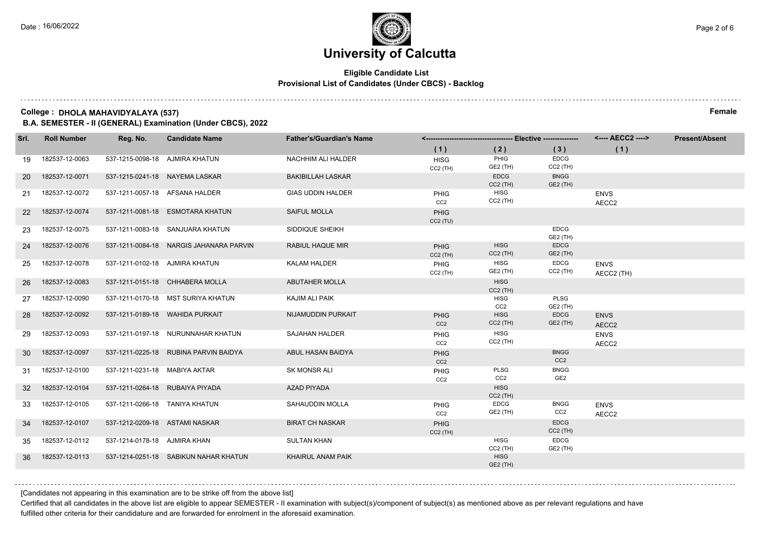Date : 16/06/2022

# University of Calcutta

**Eligible Candidate List**
**Provisional List of Candidates (Under CBCS) - Backlog**

**College : DHOLA MAHAVIDYALAYA (537)** — **Female**

**B.A. SEMESTER - II (GENERAL) Examination (Under CBCS), 2022**

| Srl. | Roll Number | Reg. No. | Candidate Name | Father's/Guardian's Name | Elective (1) | Elective (2) | Elective (3) | AECC2 (1) | Present/Absent |
|---|---|---|---|---|---|---|---|---|---|
| 19 | 182537-12-0063 | 537-1215-0098-18 | AJMIRA KHATUN | NACHHIM ALI HALDER | HISG CC2 (TH) | PHIG GE2 (TH) | EDCG CC2 (TH) | | |
| 20 | 182537-12-0071 | 537-1215-0241-18 | NAYEMA LASKAR | BAKIBILLAH LASKAR | | EDCG CC2 (TH) | BNGG GE2 (TH) | | |
| 21 | 182537-12-0072 | 537-1211-0057-18 | AFSANA HALDER | GIAS UDDIN HALDER | PHIG CC2 | HISG CC2 (TH) | | ENVS AECC2 | |
| 22 | 182537-12-0074 | 537-1211-0081-18 | ESMOTARA KHATUN | SAIFUL MOLLA | PHIG CC2 (TU) | | | | |
| 23 | 182537-12-0075 | 537-1211-0083-18 | SANJUARA KHATUN | SIDDIQUE SHEIKH | | | EDCG GE2 (TH) | | |
| 24 | 182537-12-0076 | 537-1211-0084-18 | NARGIS JAHANARA PARVIN | RABIUL HAQUE MIR | PHIG CC2 (TH) | HISG CC2 (TH) | EDCG GE2 (TH) | | |
| 25 | 182537-12-0078 | 537-1211-0102-18 | AJMIRA KHATUN | KALAM HALDER | PHIG CC2 (TH) | HISG GE2 (TH) | EDCG CC2 (TH) | ENVS AECC2 (TH) | |
| 26 | 182537-12-0083 | 537-1211-0151-18 | CHHABERA MOLLA | ABUTAHER MOLLA | | HISG CC2 (TH) | | | |
| 27 | 182537-12-0090 | 537-1211-0170-18 | MST SURIYA KHATUN | KAJIM ALI PAIK | | HISG CC2 | PLSG GE2 (TH) | | |
| 28 | 182537-12-0092 | 537-1211-0189-18 | WAHIDA PURKAIT | NIJAMUDDIN PURKAIT | PHIG CC2 | HISG CC2 (TH) | EDCG GE2 (TH) | ENVS AECC2 | |
| 29 | 182537-12-0093 | 537-1211-0197-18 | NURUNNAHAR KHATUN | SAJAHAN HALDER | PHIG CC2 | HISG CC2 (TH) | | ENVS AECC2 | |
| 30 | 182537-12-0097 | 537-1211-0225-18 | RUBINA PARVIN BAIDYA | ABUL HASAN BAIDYA | PHIG CC2 | | BNGG CC2 | | |
| 31 | 182537-12-0100 | 537-1211-0231-18 | MABIYA AKTAR | SK MONSR ALI | PHIG CC2 | PLSG CC2 | BNGG GE2 | | |
| 32 | 182537-12-0104 | 537-1211-0264-18 | RUBAIYA PIYADA | AZAD PIYADA | | HISG CC2 (TH) | | | |
| 33 | 182537-12-0105 | 537-1211-0266-18 | TANIYA KHATUN | SAHAUDDIN MOLLA | PHIG CC2 | EDCG GE2 (TH) | BNGG CC2 | ENVS AECC2 | |
| 34 | 182537-12-0107 | 537-1212-0209-18 | ASTAMI NASKAR | BIRAT CH NASKAR | PHIG CC2 (TH) | | EDCG CC2 (TH) | | |
| 35 | 182537-12-0112 | 537-1214-0178-18 | AJMIRA KHAN | SULTAN KHAN | | HISG CC2 (TH) | EDCG GE2 (TH) | | |
| 36 | 182537-12-0113 | 537-1214-0251-18 | SABIKUN NAHAR KHATUN | KHAIRUL ANAM PAIK | | HISG GE2 (TH) | | | |

[Candidates not appearing in this examination are to be strike off from the above list]

Certified that all candidates in the above list are eligible to appear SEMESTER - II examination with subject(s)/component of subject(s) as mentioned above as per relevant regulations and have fulfilled other criteria for their candidature and are forwarded for enrolment in the aforesaid examination.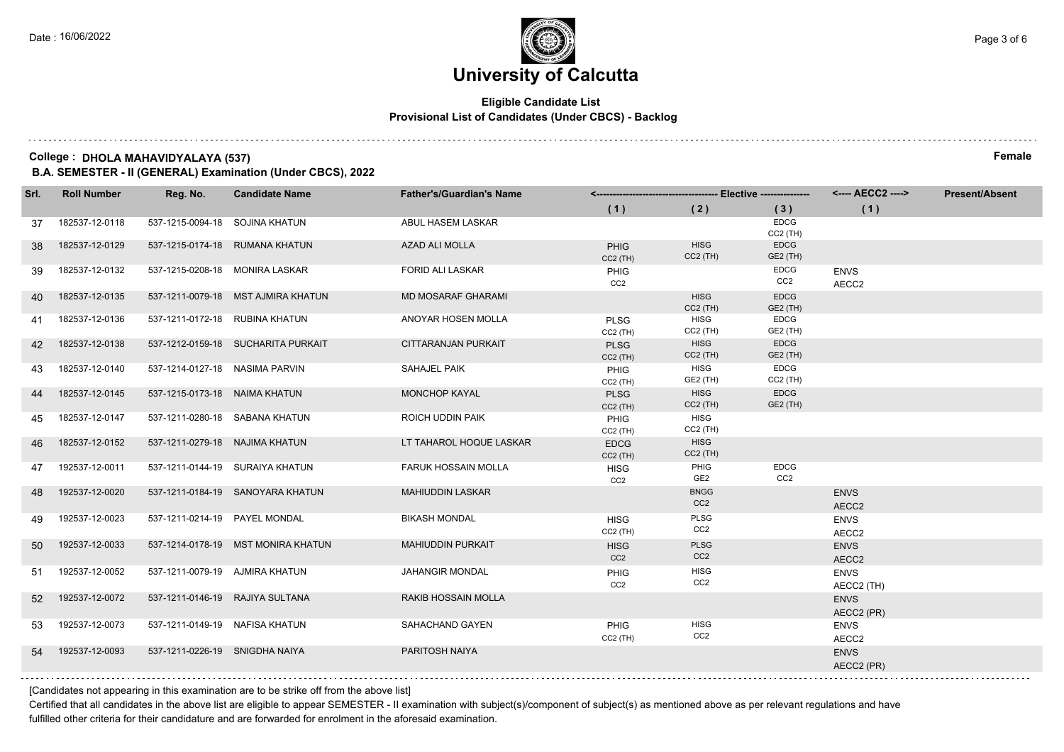# University of Calcutta

**Eligible Candidate List**
**Provisional List of Candidates (Under CBCS) - Backlog**

**College : DHOLA MAHAVIDYALAYA (537)** **Female**

**B.A. SEMESTER - II (GENERAL) Examination (Under CBCS), 2022**

| Srl. | Roll Number | Reg. No. | Candidate Name | Father's/Guardian's Name | Elective (1) | Elective (2) | Elective (3) | AECC2 (1) | Present/Absent |
|---|---|---|---|---|---|---|---|---|---|
| 37 | 182537-12-0118 | 537-1215-0094-18 | SOJINA KHATUN | ABUL HASEM LASKAR | | | EDCG CC2 (TH) | | |
| 38 | 182537-12-0129 | 537-1215-0174-18 | RUMANA KHATUN | AZAD ALI MOLLA | PHIG CC2 (TH) | HISG CC2 (TH) | EDCG GE2 (TH) | | |
| 39 | 182537-12-0132 | 537-1215-0208-18 | MONIRA LASKAR | FORID ALI LASKAR | PHIG CC2 | | EDCG CC2 | ENVS AECC2 | |
| 40 | 182537-12-0135 | 537-1211-0079-18 | MST AJMIRA KHATUN | MD MOSARAF GHARAMI | | HISG CC2 (TH) | EDCG GE2 (TH) | | |
| 41 | 182537-12-0136 | 537-1211-0172-18 | RUBINA KHATUN | ANOYAR HOSEN MOLLA | PLSG CC2 (TH) | HISG CC2 (TH) | EDCG GE2 (TH) | | |
| 42 | 182537-12-0138 | 537-1212-0159-18 | SUCHARITA PURKAIT | CITTARANJAN PURKAIT | PLSG CC2 (TH) | HISG CC2 (TH) | EDCG GE2 (TH) | | |
| 43 | 182537-12-0140 | 537-1214-0127-18 | NASIMA PARVIN | SAHAJEL PAIK | PHIG CC2 (TH) | HISG GE2 (TH) | EDCG CC2 (TH) | | |
| 44 | 182537-12-0145 | 537-1215-0173-18 | NAIMA KHATUN | MONCHOP KAYAL | PLSG CC2 (TH) | HISG CC2 (TH) | EDCG GE2 (TH) | | |
| 45 | 182537-12-0147 | 537-1211-0280-18 | SABANA KHATUN | ROICH UDDIN PAIK | PHIG CC2 (TH) | HISG CC2 (TH) | | | |
| 46 | 182537-12-0152 | 537-1211-0279-18 | NAJIMA KHATUN | LT TAHAROL HOQUE LASKAR | EDCG CC2 (TH) | HISG CC2 (TH) | | | |
| 47 | 192537-12-0011 | 537-1211-0144-19 | SURAIYA KHATUN | FARUK HOSSAIN MOLLA | HISG CC2 | PHIG GE2 | EDCG CC2 | | |
| 48 | 192537-12-0020 | 537-1211-0184-19 | SANOYARA KHATUN | MAHIUDDIN LASKAR | | BNGG CC2 | | ENVS AECC2 | |
| 49 | 192537-12-0023 | 537-1211-0214-19 | PAYEL MONDAL | BIKASH MONDAL | HISG CC2 (TH) | PLSG CC2 | | ENVS AECC2 | |
| 50 | 192537-12-0033 | 537-1214-0178-19 | MST MONIRA KHATUN | MAHIUDDIN PURKAIT | HISG CC2 | PLSG CC2 | | ENVS AECC2 | |
| 51 | 192537-12-0052 | 537-1211-0079-19 | AJMIRA KHATUN | JAHANGIR MONDAL | PHIG CC2 | HISG CC2 | | ENVS AECC2 (TH) | |
| 52 | 192537-12-0072 | 537-1211-0146-19 | RAJIYA SULTANA | RAKIB HOSSAIN MOLLA | | | | ENVS AECC2 (PR) | |
| 53 | 192537-12-0073 | 537-1211-0149-19 | NAFISA KHATUN | SAHACHAND GAYEN | PHIG CC2 (TH) | HISG CC2 | | ENVS AECC2 | |
| 54 | 192537-12-0093 | 537-1211-0226-19 | SNIGDHA NAIYA | PARITOSH NAIYA | | | | ENVS AECC2 (PR) | |

[Candidates not appearing in this examination are to be strike off from the above list]

Certified that all candidates in the above list are eligible to appear SEMESTER - II examination with subject(s)/component of subject(s) as mentioned above as per relevant regulations and have fulfilled other criteria for their candidature and are forwarded for enrolment in the aforesaid examination.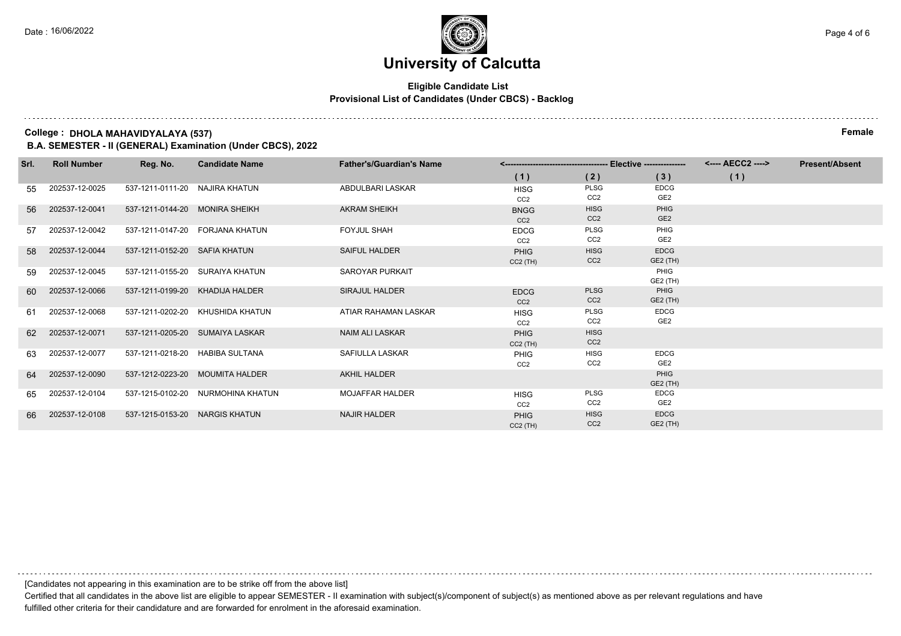# University of Calcutta

**Eligible Candidate List**

**Provisional List of Candidates (Under CBCS) - Backlog**

**College : DHOLA MAHAVIDYALAYA (537)** **Female**

**B.A. SEMESTER - II (GENERAL) Examination (Under CBCS), 2022**

| Srl. | Roll Number | Reg. No. | Candidate Name | Father's/Guardian's Name | Elective (1) | Elective (2) | Elective (3) | AECC2 (1) | Present/Absent |
|---|---|---|---|---|---|---|---|---|---|
| 55 | 202537-12-0025 | 537-1211-0111-20 | NAJIRA KHATUN | ABDULBARI LASKAR | HISG CC2 | PLSG CC2 | EDCG GE2 | | |
| 56 | 202537-12-0041 | 537-1211-0144-20 | MONIRA SHEIKH | AKRAM SHEIKH | BNGG CC2 | HISG CC2 | PHIG GE2 | | |
| 57 | 202537-12-0042 | 537-1211-0147-20 | FORJANA KHATUN | FOYJUL SHAH | EDCG CC2 | PLSG CC2 | PHIG GE2 | | |
| 58 | 202537-12-0044 | 537-1211-0152-20 | SAFIA KHATUN | SAIFUL HALDER | PHIG CC2 (TH) | HISG CC2 | EDCG GE2 (TH) | | |
| 59 | 202537-12-0045 | 537-1211-0155-20 | SURAIYA KHATUN | SAROYAR PURKAIT | | | PHIG GE2 (TH) | | |
| 60 | 202537-12-0066 | 537-1211-0199-20 | KHADIJA HALDER | SIRAJUL HALDER | EDCG CC2 | PLSG CC2 | PHIG GE2 (TH) | | |
| 61 | 202537-12-0068 | 537-1211-0202-20 | KHUSHIDA KHATUN | ATIAR RAHAMAN LASKAR | HISG CC2 | PLSG CC2 | EDCG GE2 | | |
| 62 | 202537-12-0071 | 537-1211-0205-20 | SUMAIYA LASKAR | NAIM ALI LASKAR | PHIG CC2 (TH) | HISG CC2 | | | |
| 63 | 202537-12-0077 | 537-1211-0218-20 | HABIBA SULTANA | SAFIULLA LASKAR | PHIG CC2 | HISG CC2 | EDCG GE2 | | |
| 64 | 202537-12-0090 | 537-1212-0223-20 | MOUMITA HALDER | AKHIL HALDER | | | PHIG GE2 (TH) | | |
| 65 | 202537-12-0104 | 537-1215-0102-20 | NURMOHINA KHATUN | MOJAFFAR HALDER | HISG CC2 | PLSG CC2 | EDCG GE2 | | |
| 66 | 202537-12-0108 | 537-1215-0153-20 | NARGIS KHATUN | NAJIR HALDER | PHIG CC2 (TH) | HISG CC2 | EDCG GE2 (TH) | | |

[Candidates not appearing in this examination are to be strike off from the above list]

Certified that all candidates in the above list are eligible to appear SEMESTER - II examination with subject(s)/component of subject(s) as mentioned above as per relevant regulations and have fulfilled other criteria for their candidature and are forwarded for enrolment in the aforesaid examination.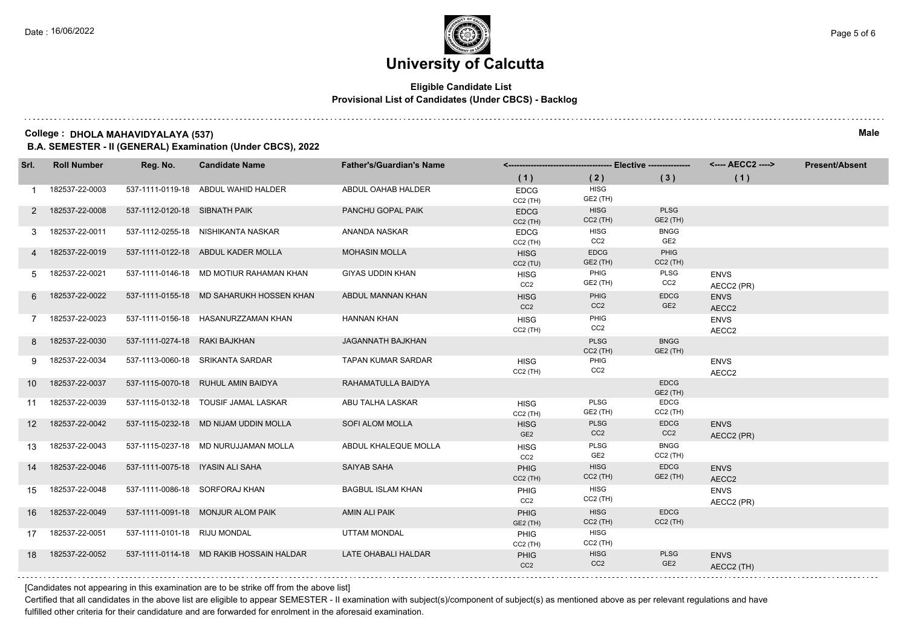# University of Calcutta

**Eligible Candidate List**
**Provisional List of Candidates (Under CBCS) - Backlog**

**College : DHOLA MAHAVIDYALAYA (537)** **Male**

**B.A. SEMESTER - II (GENERAL) Examination (Under CBCS), 2022**

| Srl. | Roll Number | Reg. No. | Candidate Name | Father's/Guardian's Name | Elective (1) | Elective (2) | Elective (3) | AECC2 (1) | Present/Absent |
|---|---|---|---|---|---|---|---|---|---|
| 1 | 182537-22-0003 | 537-1111-0119-18 | ABDUL WAHID HALDER | ABDUL OAHAB HALDER | EDCG CC2 (TH) | HISG GE2 (TH) | | | |
| 2 | 182537-22-0008 | 537-1112-0120-18 | SIBNATH PAIK | PANCHU GOPAL PAIK | EDCG CC2 (TH) | HISG CC2 (TH) | PLSG GE2 (TH) | | |
| 3 | 182537-22-0011 | 537-1112-0255-18 | NISHIKANTA NASKAR | ANANDA NASKAR | EDCG CC2 (TH) | HISG CC2 | BNGG GE2 | | |
| 4 | 182537-22-0019 | 537-1111-0122-18 | ABDUL KADER MOLLA | MOHASIN MOLLA | HISG CC2 (TU) | EDCG GE2 (TH) | PHIG CC2 (TH) | | |
| 5 | 182537-22-0021 | 537-1111-0146-18 | MD MOTIUR RAHAMAN KHAN | GIYAS UDDIN KHAN | HISG CC2 | PHIG GE2 (TH) | PLSG CC2 | ENVS AECC2 (PR) | |
| 6 | 182537-22-0022 | 537-1111-0155-18 | MD SAHARUKH HOSSEN KHAN | ABDUL MANNAN KHAN | HISG CC2 | PHIG CC2 | EDCG GE2 | ENVS AECC2 | |
| 7 | 182537-22-0023 | 537-1111-0156-18 | HASANURZZAMAN KHAN | HANNAN KHAN | HISG CC2 (TH) | PHIG CC2 | | ENVS AECC2 | |
| 8 | 182537-22-0030 | 537-1111-0274-18 | RAKI BAJKHAN | JAGANNATH BAJKHAN | | PLSG CC2 (TH) | BNGG GE2 (TH) | | |
| 9 | 182537-22-0034 | 537-1113-0060-18 | SRIKANTA SARDAR | TAPAN KUMAR SARDAR | HISG CC2 (TH) | PHIG CC2 | | ENVS AECC2 | |
| 10 | 182537-22-0037 | 537-1115-0070-18 | RUHUL AMIN BAIDYA | RAHAMATULLA BAIDYA | | | EDCG GE2 (TH) | | |
| 11 | 182537-22-0039 | 537-1115-0132-18 | TOUSIF JAMAL LASKAR | ABU TALHA LASKAR | HISG CC2 (TH) | PLSG GE2 (TH) | EDCG CC2 (TH) | | |
| 12 | 182537-22-0042 | 537-1115-0232-18 | MD NIJAM UDDIN MOLLA | SOFI ALOM MOLLA | HISG GE2 | PLSG CC2 | EDCG CC2 | ENVS AECC2 (PR) | |
| 13 | 182537-22-0043 | 537-1115-0237-18 | MD NURUJJAMAN MOLLA | ABDUL KHALEQUE MOLLA | HISG CC2 | PLSG GE2 | BNGG CC2 (TH) | | |
| 14 | 182537-22-0046 | 537-1111-0075-18 | IYASIN ALI SAHA | SAIYAB SAHA | PHIG CC2 (TH) | HISG CC2 (TH) | EDCG GE2 (TH) | ENVS AECC2 | |
| 15 | 182537-22-0048 | 537-1111-0086-18 | SORFORAJ KHAN | BAGBUL ISLAM KHAN | PHIG CC2 | HISG CC2 (TH) | | ENVS AECC2 (PR) | |
| 16 | 182537-22-0049 | 537-1111-0091-18 | MONJUR ALOM PAIK | AMIN ALI PAIK | PHIG GE2 (TH) | HISG CC2 (TH) | EDCG CC2 (TH) | | |
| 17 | 182537-22-0051 | 537-1111-0101-18 | RIJU MONDAL | UTTAM MONDAL | PHIG CC2 (TH) | HISG CC2 (TH) | | | |
| 18 | 182537-22-0052 | 537-1111-0114-18 | MD RAKIB HOSSAIN HALDAR | LATE OHABALI HALDAR | PHIG CC2 | HISG CC2 | PLSG GE2 | ENVS AECC2 (TH) | |

[Candidates not appearing in this examination are to be strike off from the above list]

Certified that all candidates in the above list are eligible to appear SEMESTER - II examination with subject(s)/component of subject(s) as mentioned above as per relevant regulations and have fulfilled other criteria for their candidature and are forwarded for enrolment in the aforesaid examination.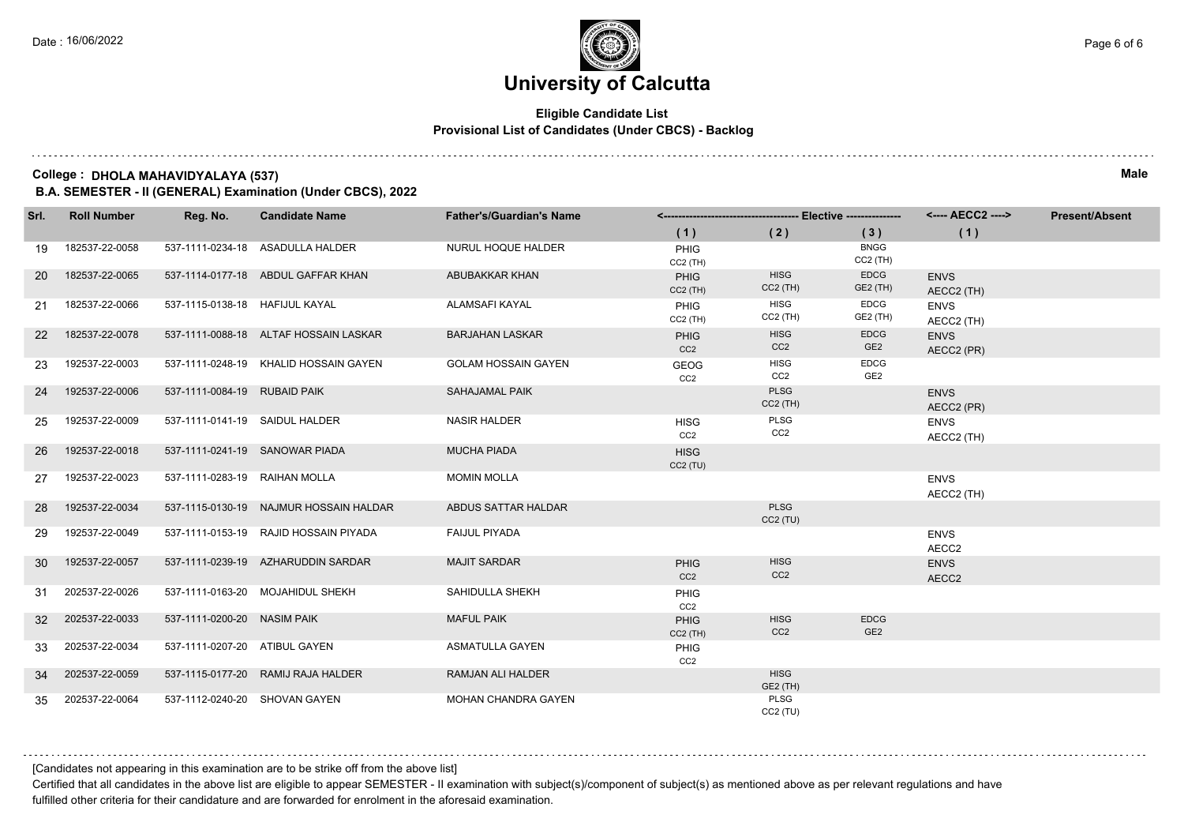# University of Calcutta

**Eligible Candidate List**
**Provisional List of Candidates (Under CBCS) - Backlog**

**College : DHOLA MAHAVIDYALAYA (537)** **Male**

**B.A. SEMESTER - II (GENERAL) Examination (Under CBCS), 2022**

| Srl. | Roll Number | Reg. No. | Candidate Name | Father's/Guardian's Name | Elective (1) | Elective (2) | Elective (3) | AECC2 (1) | Present/Absent |
|---|---|---|---|---|---|---|---|---|---|
| 19 | 182537-22-0058 | 537-1111-0234-18 | ASADULLA HALDER | NURUL HOQUE HALDER | PHIG CC2 (TH) | | BNGG CC2 (TH) | | |
| 20 | 182537-22-0065 | 537-1114-0177-18 | ABDUL GAFFAR KHAN | ABUBAKKAR KHAN | PHIG CC2 (TH) | HISG CC2 (TH) | EDCG GE2 (TH) | ENVS AECC2 (TH) | |
| 21 | 182537-22-0066 | 537-1115-0138-18 | HAFIJUL KAYAL | ALAMSAFI KAYAL | PHIG CC2 (TH) | HISG CC2 (TH) | EDCG GE2 (TH) | ENVS AECC2 (TH) | |
| 22 | 182537-22-0078 | 537-1111-0088-18 | ALTAF HOSSAIN LASKAR | BARJAHAN LASKAR | PHIG CC2 | HISG CC2 | EDCG GE2 | ENVS AECC2 (PR) | |
| 23 | 192537-22-0003 | 537-1111-0248-19 | KHALID HOSSAIN GAYEN | GOLAM HOSSAIN GAYEN | GEOG CC2 | HISG CC2 | EDCG GE2 | | |
| 24 | 192537-22-0006 | 537-1111-0084-19 | RUBAID PAIK | SAHAJAMAL PAIK | | PLSG CC2 (TH) | | ENVS AECC2 (PR) | |
| 25 | 192537-22-0009 | 537-1111-0141-19 | SAIDUL HALDER | NASIR HALDER | HISG CC2 | PLSG CC2 | | ENVS AECC2 (TH) | |
| 26 | 192537-22-0018 | 537-1111-0241-19 | SANOWAR PIADA | MUCHA PIADA | HISG CC2 (TU) | | | | |
| 27 | 192537-22-0023 | 537-1111-0283-19 | RAIHAN MOLLA | MOMIN MOLLA | | | | ENVS AECC2 (TH) | |
| 28 | 192537-22-0034 | 537-1115-0130-19 | NAJMUR HOSSAIN HALDAR | ABDUS SATTAR HALDAR | | PLSG CC2 (TU) | | | |
| 29 | 192537-22-0049 | 537-1111-0153-19 | RAJID HOSSAIN PIYADA | FAIJUL PIYADA | | | | ENVS AECC2 | |
| 30 | 192537-22-0057 | 537-1111-0239-19 | AZHARUDDIN SARDAR | MAJIT SARDAR | PHIG CC2 | HISG CC2 | | ENVS AECC2 | |
| 31 | 202537-22-0026 | 537-1111-0163-20 | MOJAHIDUL SHEKH | SAHIDULLA SHEKH | PHIG CC2 | | | | |
| 32 | 202537-22-0033 | 537-1111-0200-20 | NASIM PAIK | MAFUL PAIK | PHIG CC2 (TH) | HISG CC2 | EDCG GE2 | | |
| 33 | 202537-22-0034 | 537-1111-0207-20 | ATIBUL GAYEN | ASMATULLA GAYEN | PHIG CC2 | | | | |
| 34 | 202537-22-0059 | 537-1115-0177-20 | RAMIJ RAJA HALDER | RAMJAN ALI HALDER | | HISG GE2 (TH) | | | |
| 35 | 202537-22-0064 | 537-1112-0240-20 | SHOVAN GAYEN | MOHAN CHANDRA GAYEN | | PLSG CC2 (TU) | | | |

[Candidates not appearing in this examination are to be strike off from the above list]

Certified that all candidates in the above list are eligible to appear SEMESTER - II examination with subject(s)/component of subject(s) as mentioned above as per relevant regulations and have fulfilled other criteria for their candidature and are forwarded for enrolment in the aforesaid examination.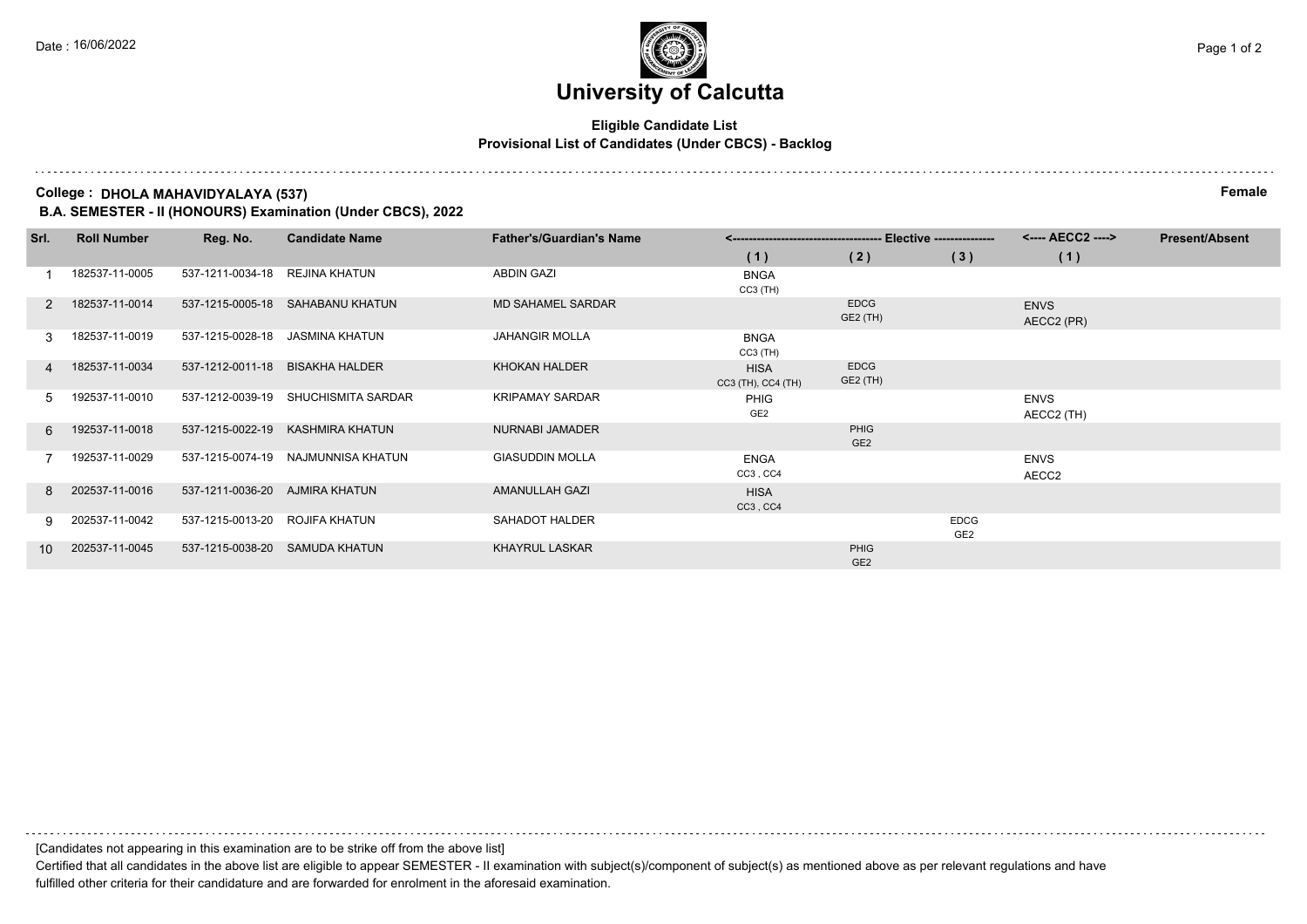# University of Calcutta

**Eligible Candidate List**
**Provisional List of Candidates (Under CBCS) - Backlog**

**College : DHOLA MAHAVIDYALAYA (537)** **Female**

**B.A. SEMESTER - II (HONOURS) Examination (Under CBCS), 2022**

| Srl. | Roll Number | Reg. No. | Candidate Name | Father's/Guardian's Name | Elective (1) | Elective (2) | Elective (3) | AECC2 (1) | Present/Absent |
|---|---|---|---|---|---|---|---|---|---|
| 1 | 182537-11-0005 | 537-1211-0034-18 | REJINA KHATUN | ABDIN GAZI | BNGA CC3 (TH) | | | | |
| 2 | 182537-11-0014 | 537-1215-0005-18 | SAHABANU KHATUN | MD SAHAMEL SARDAR | | EDCG GE2 (TH) | | ENVS AECC2 (PR) | |
| 3 | 182537-11-0019 | 537-1215-0028-18 | JASMINA KHATUN | JAHANGIR MOLLA | BNGA CC3 (TH) | | | | |
| 4 | 182537-11-0034 | 537-1212-0011-18 | BISAKHA HALDER | KHOKAN HALDER | HISA CC3 (TH), CC4 (TH) | EDCG GE2 (TH) | | | |
| 5 | 192537-11-0010 | 537-1212-0039-19 | SHUCHISMITA SARDAR | KRIPAMAY SARDAR | PHIG GE2 | | | ENVS AECC2 (TH) | |
| 6 | 192537-11-0018 | 537-1215-0022-19 | KASHMIRA KHATUN | NURNABI JAMADER | | PHIG GE2 | | | |
| 7 | 192537-11-0029 | 537-1215-0074-19 | NAJMUNNISA KHATUN | GIASUDDIN MOLLA | ENGA CC3 , CC4 | | | ENVS AECC2 | |
| 8 | 202537-11-0016 | 537-1211-0036-20 | AJMIRA KHATUN | AMANULLAH GAZI | HISA CC3 , CC4 | | | | |
| 9 | 202537-11-0042 | 537-1215-0013-20 | ROJIFA KHATUN | SAHADOT HALDER | | | EDCG GE2 | | |
| 10 | 202537-11-0045 | 537-1215-0038-20 | SAMUDA KHATUN | KHAYRUL LASKAR | | PHIG GE2 | | | |

[Candidates not appearing in this examination are to be strike off from the above list]

Certified that all candidates in the above list are eligible to appear SEMESTER - II examination with subject(s)/component of subject(s) as mentioned above as per relevant regulations and have fulfilled other criteria for their candidature and are forwarded for enrolment in the aforesaid examination.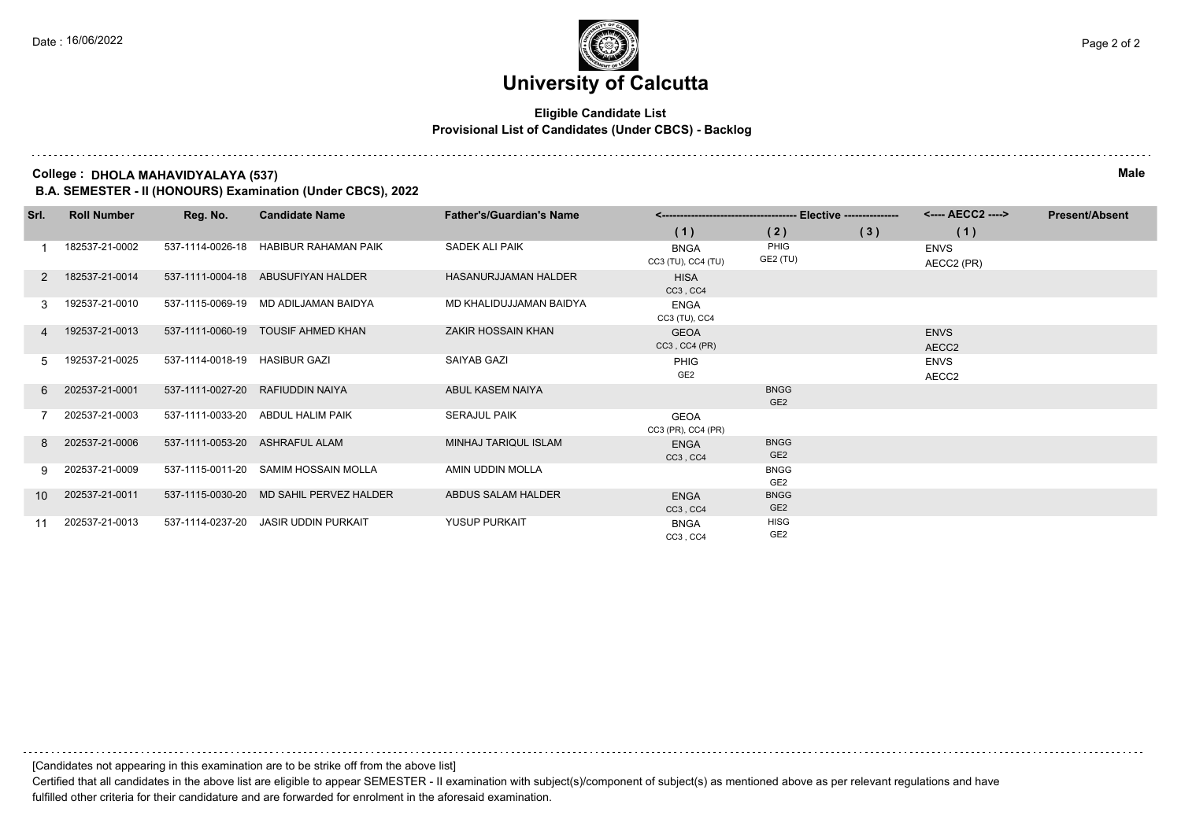# University of Calcutta

**Eligible Candidate List**
**Provisional List of Candidates (Under CBCS) - Backlog**

**College : DHOLA MAHAVIDYALAYA (537)** **Male**
**B.A. SEMESTER - II (HONOURS) Examination (Under CBCS), 2022**

| Srl. | Roll Number | Reg. No. | Candidate Name | Father's/Guardian's Name | Elective (1) | Elective (2) | Elective (3) | AECC2 (1) | Present/Absent |
|---|---|---|---|---|---|---|---|---|---|
| 1 | 182537-21-0002 | 537-1114-0026-18 | HABIBUR RAHAMAN PAIK | SADEK ALI PAIK | BNGA CC3 (TU), CC4 (TU) | PHIG GE2 (TU) | | ENVS AECC2 (PR) | |
| 2 | 182537-21-0014 | 537-1111-0004-18 | ABUSUFIYAN HALDER | HASANURJJAMAN HALDER | HISA CC3 , CC4 | | | | |
| 3 | 192537-21-0010 | 537-1115-0069-19 | MD ADILJAMAN BAIDYA | MD KHALIDUJJAMAN BAIDYA | ENGA CC3 (TU), CC4 | | | | |
| 4 | 192537-21-0013 | 537-1111-0060-19 | TOUSIF AHMED KHAN | ZAKIR HOSSAIN KHAN | GEOA CC3 , CC4 (PR) | | | ENVS AECC2 | |
| 5 | 192537-21-0025 | 537-1114-0018-19 | HASIBUR GAZI | SAIYAB GAZI | PHIG GE2 | | | ENVS AECC2 | |
| 6 | 202537-21-0001 | 537-1111-0027-20 | RAFIUDDIN NAIYA | ABUL KASEM NAIYA | | BNGG GE2 | | | |
| 7 | 202537-21-0003 | 537-1111-0033-20 | ABDUL HALIM PAIK | SERAJUL PAIK | GEOA CC3 (PR), CC4 (PR) | | | | |
| 8 | 202537-21-0006 | 537-1111-0053-20 | ASHRAFUL ALAM | MINHAJ TARIQUL ISLAM | ENGA CC3 , CC4 | BNGG GE2 | | | |
| 9 | 202537-21-0009 | 537-1115-0011-20 | SAMIM HOSSAIN MOLLA | AMIN UDDIN MOLLA | | BNGG GE2 | | | |
| 10 | 202537-21-0011 | 537-1115-0030-20 | MD SAHIL PERVEZ HALDER | ABDUS SALAM HALDER | ENGA CC3 , CC4 | BNGG GE2 | | | |
| 11 | 202537-21-0013 | 537-1114-0237-20 | JASIR UDDIN PURKAIT | YUSUP PURKAIT | BNGA CC3 , CC4 | HISG GE2 | | | |

[Candidates not appearing in this examination are to be strike off from the above list]

Certified that all candidates in the above list are eligible to appear SEMESTER - II examination with subject(s)/component of subject(s) as mentioned above as per relevant regulations and have fulfilled other criteria for their candidature and are forwarded for enrolment in the aforesaid examination.